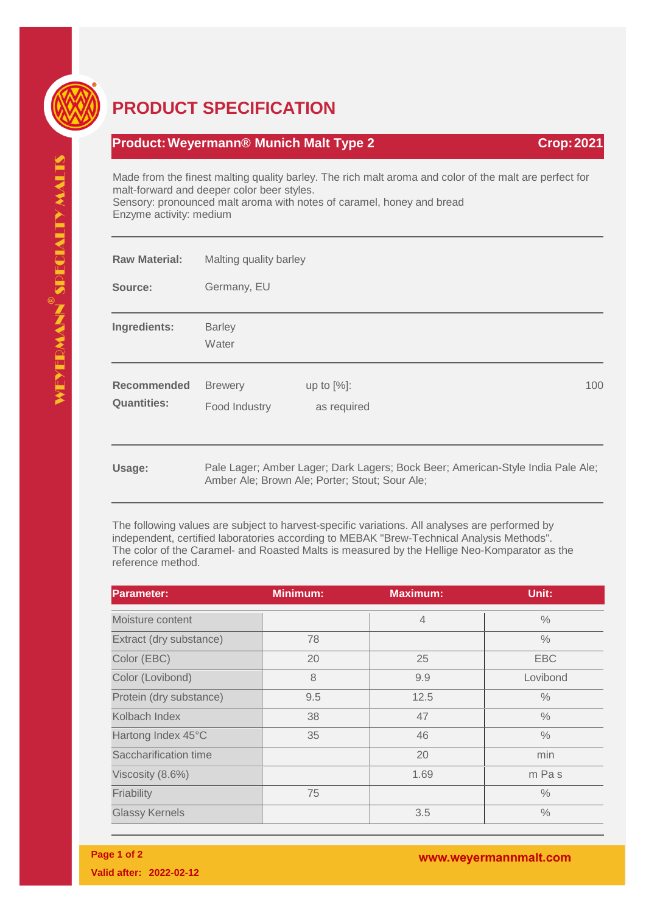# PRODUCT SPECIFICATION

**Product: Weyermann® Munich Malt Type 2** — **Crop: 2021**

Made from the finest malting quality barley. The rich malt aroma and color of the malt are perfect for malt-forward and deeper color beer styles.
Sensory: pronounced malt aroma with notes of caramel, honey and bread
Enzyme activity: medium

---

**Raw Material:** Malting quality barley

**Source:** Germany, EU

---

**Ingredients:** Barley
Water

---

**Recommended Quantities:**

| | | |
|---|---|---|
| Brewery | up to [%]: | 100 |
| Food Industry | as required | |

---

**Usage:** Pale Lager; Amber Lager; Dark Lagers; Bock Beer; American-Style India Pale Ale; Amber Ale; Brown Ale; Porter; Stout; Sour Ale;

---

The following values are subject to harvest-specific variations. All analyses are performed by independent, certified laboratories according to MEBAK "Brew-Technical Analysis Methods". The color of the Caramel- and Roasted Malts is measured by the Hellige Neo-Komparator as the reference method.

| Parameter: | Minimum: | Maximum: | Unit: |
|---|---|---|---|
| Moisture content | | 4 | % |
| Extract (dry substance) | 78 | | % |
| Color (EBC) | 20 | 25 | EBC |
| Color (Lovibond) | 8 | 9.9 | Lovibond |
| Protein (dry substance) | 9.5 | 12.5 | % |
| Kolbach Index | 38 | 47 | % |
| Hartong Index 45°C | 35 | 46 | % |
| Saccharification time | | 20 | min |
| Viscosity (8.6%) | | 1.69 | m Pa s |
| Friability | 75 | | % |
| Glassy Kernels | | 3.5 | % |

Valid after: 2022-02-12

www.weyermannmalt.com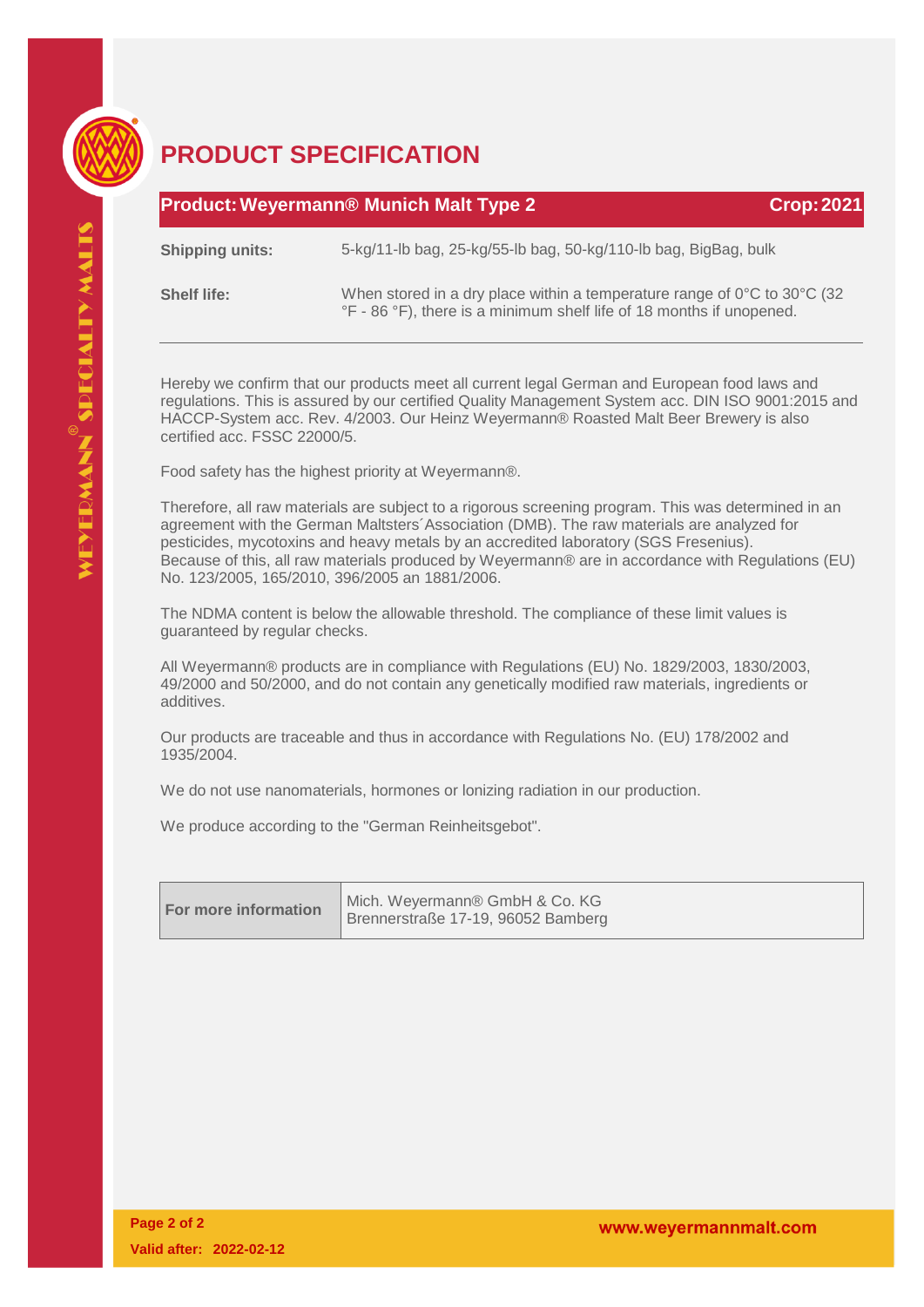# PRODUCT SPECIFICATION

| Product: Weyermann® Munich Malt Type 2 | Crop: 2021 |
| --- | --- |

| | |
| --- | --- |
| **Shipping units:** | 5-kg/11-lb bag, 25-kg/55-lb bag, 50-kg/110-lb bag, BigBag, bulk |
| **Shelf life:** | When stored in a dry place within a temperature range of 0°C to 30°C (32 °F - 86 °F), there is a minimum shelf life of 18 months if unopened. |

Hereby we confirm that our products meet all current legal German and European food laws and regulations. This is assured by our certified Quality Management System acc. DIN ISO 9001:2015 and HACCP-System acc. Rev. 4/2003. Our Heinz Weyermann® Roasted Malt Beer Brewery is also certified acc. FSSC 22000/5.

Food safety has the highest priority at Weyermann®.

Therefore, all raw materials are subject to a rigorous screening program. This was determined in an agreement with the German Maltsters´Association (DMB). The raw materials are analyzed for pesticides, mycotoxins and heavy metals by an accredited laboratory (SGS Fresenius). Because of this, all raw materials produced by Weyermann® are in accordance with Regulations (EU) No. 123/2005, 165/2010, 396/2005 an 1881/2006.

The NDMA content is below the allowable threshold. The compliance of these limit values is guaranteed by regular checks.

All Weyermann® products are in compliance with Regulations (EU) No. 1829/2003, 1830/2003, 49/2000 and 50/2000, and do not contain any genetically modified raw materials, ingredients or additives.

Our products are traceable and thus in accordance with Regulations No. (EU) 178/2002 and 1935/2004.

We do not use nanomaterials, hormones or Ionizing radiation in our production.

We produce according to the "German Reinheitsgebot".

| | |
| --- | --- |
| **For more information** | Mich. Weyermann® GmbH & Co. KG<br>Brennerstraße 17-19, 96052 Bamberg |

**Valid after: 2022-02-12**

www.weyermannmalt.com